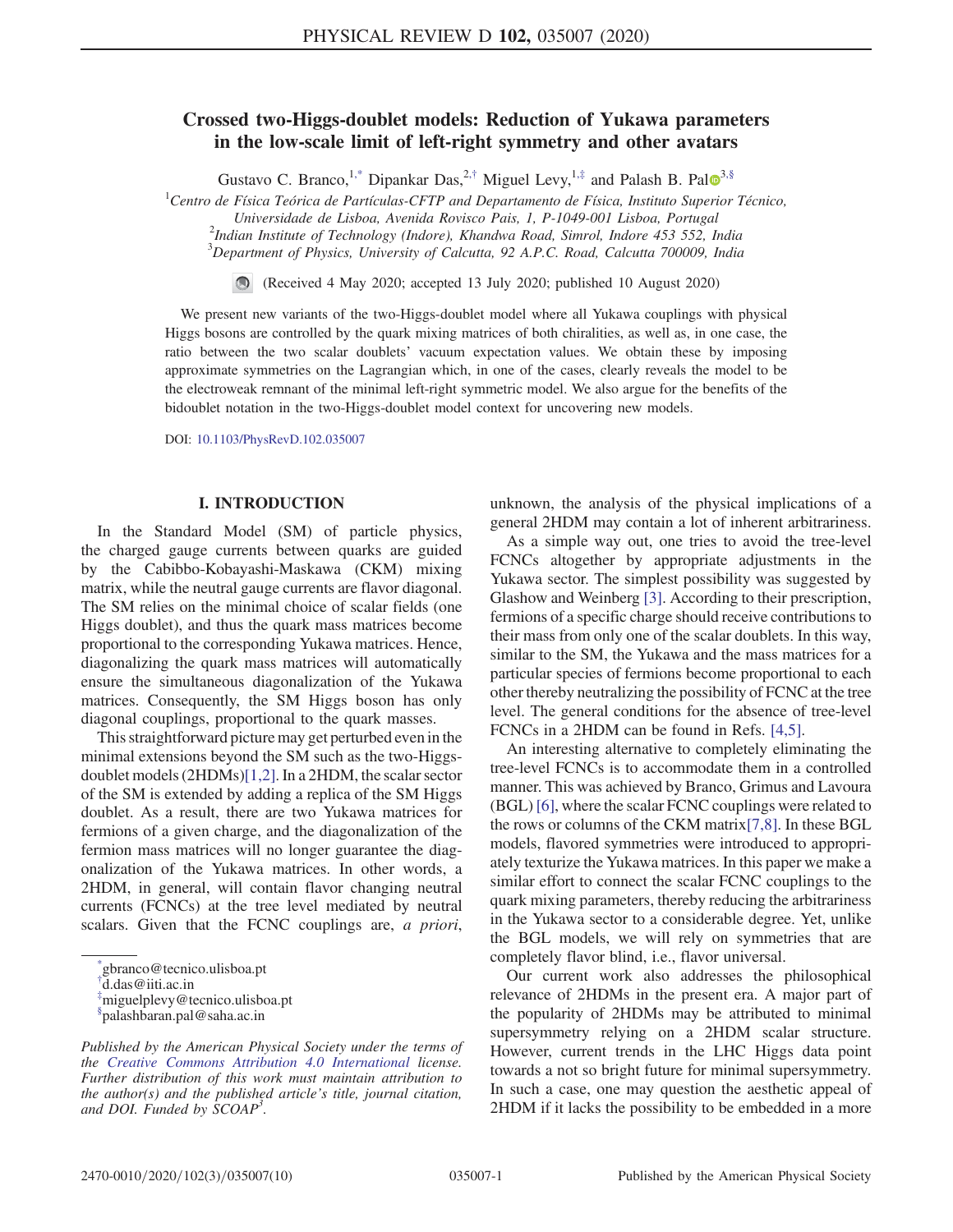# Crossed two-Higgs-doublet models: Reduction of Yukawa parameters in the low-scale limit of left-right symmetry and other avatars

Gustavo C. Branco,[1,*] Dipankar Das,[2,†] Miguel Levy,[1,‡] and Palash B. Pal[3,§]

[1]*Centro de Física Teórica de Partículas-CFTP and Departamento de Física, Instituto Superior Técnico, Universidade de Lisboa, Avenida Rovisco Pais, 1, P-1049-001 Lisboa, Portugal*
[2]*Indian Institute of Technology (Indore), Khandwa Road, Simrol, Indore 453 552, India*
[3]*Department of Physics, University of Calcutta, 92 A.P.C. Road, Calcutta 700009, India*

(Received 4 May 2020; accepted 13 July 2020; published 10 August 2020)

We present new variants of the two-Higgs-doublet model where all Yukawa couplings with physical Higgs bosons are controlled by the quark mixing matrices of both chiralities, as well as, in one case, the ratio between the two scalar doublets' vacuum expectation values. We obtain these by imposing approximate symmetries on the Lagrangian which, in one of the cases, clearly reveals the model to be the electroweak remnant of the minimal left-right symmetric model. We also argue for the benefits of the bidoublet notation in the two-Higgs-doublet model context for uncovering new models.

DOI: 10.1103/PhysRevD.102.035007

## I. INTRODUCTION

In the Standard Model (SM) of particle physics, the charged gauge currents between quarks are guided by the Cabibbo-Kobayashi-Maskawa (CKM) mixing matrix, while the neutral gauge currents are flavor diagonal. The SM relies on the minimal choice of scalar fields (one Higgs doublet), and thus the quark mass matrices become proportional to the corresponding Yukawa matrices. Hence, diagonalizing the quark mass matrices will automatically ensure the simultaneous diagonalization of the Yukawa matrices. Consequently, the SM Higgs boson has only diagonal couplings, proportional to the quark masses.

This straightforward picture may get perturbed even in the minimal extensions beyond the SM such as the two-Higgs-doublet models (2HDMs)[1,2]. In a 2HDM, the scalar sector of the SM is extended by adding a replica of the SM Higgs doublet. As a result, there are two Yukawa matrices for fermions of a given charge, and the diagonalization of the fermion mass matrices will no longer guarantee the diagonalization of the Yukawa matrices. In other words, a 2HDM, in general, will contain flavor changing neutral currents (FCNCs) at the tree level mediated by neutral scalars. Given that the FCNC couplings are, *a priori*, unknown, the analysis of the physical implications of a general 2HDM may contain a lot of inherent arbitrariness.

As a simple way out, one tries to avoid the tree-level FCNCs altogether by appropriate adjustments in the Yukawa sector. The simplest possibility was suggested by Glashow and Weinberg [3]. According to their prescription, fermions of a specific charge should receive contributions to their mass from only one of the scalar doublets. In this way, similar to the SM, the Yukawa and the mass matrices for a particular species of fermions become proportional to each other thereby neutralizing the possibility of FCNC at the tree level. The general conditions for the absence of tree-level FCNCs in a 2HDM can be found in Refs. [4,5].

An interesting alternative to completely eliminating the tree-level FCNCs is to accommodate them in a controlled manner. This was achieved by Branco, Grimus and Lavoura (BGL) [6], where the scalar FCNC couplings were related to the rows or columns of the CKM matrix[7,8]. In these BGL models, flavored symmetries were introduced to appropriately texturize the Yukawa matrices. In this paper we make a similar effort to connect the scalar FCNC couplings to the quark mixing parameters, thereby reducing the arbitrariness in the Yukawa sector to a considerable degree. Yet, unlike the BGL models, we will rely on symmetries that are completely flavor blind, i.e., flavor universal.

Our current work also addresses the philosophical relevance of 2HDMs in the present era. A major part of the popularity of 2HDMs may be attributed to minimal supersymmetry relying on a 2HDM scalar structure. However, current trends in the LHC Higgs data point towards a not so bright future for minimal supersymmetry. In such a case, one may question the aesthetic appeal of 2HDM if it lacks the possibility to be embedded in a more

---

[*] gbranco@tecnico.ulisboa.pt
[†] d.das@iiti.ac.in
[‡] miguelplevy@tecnico.ulisboa.pt
[§] palashbaran.pal@saha.ac.in

*Published by the American Physical Society under the terms of the Creative Commons Attribution 4.0 International license. Further distribution of this work must maintain attribution to the author(s) and the published article's title, journal citation, and DOI. Funded by SCOAP[3].*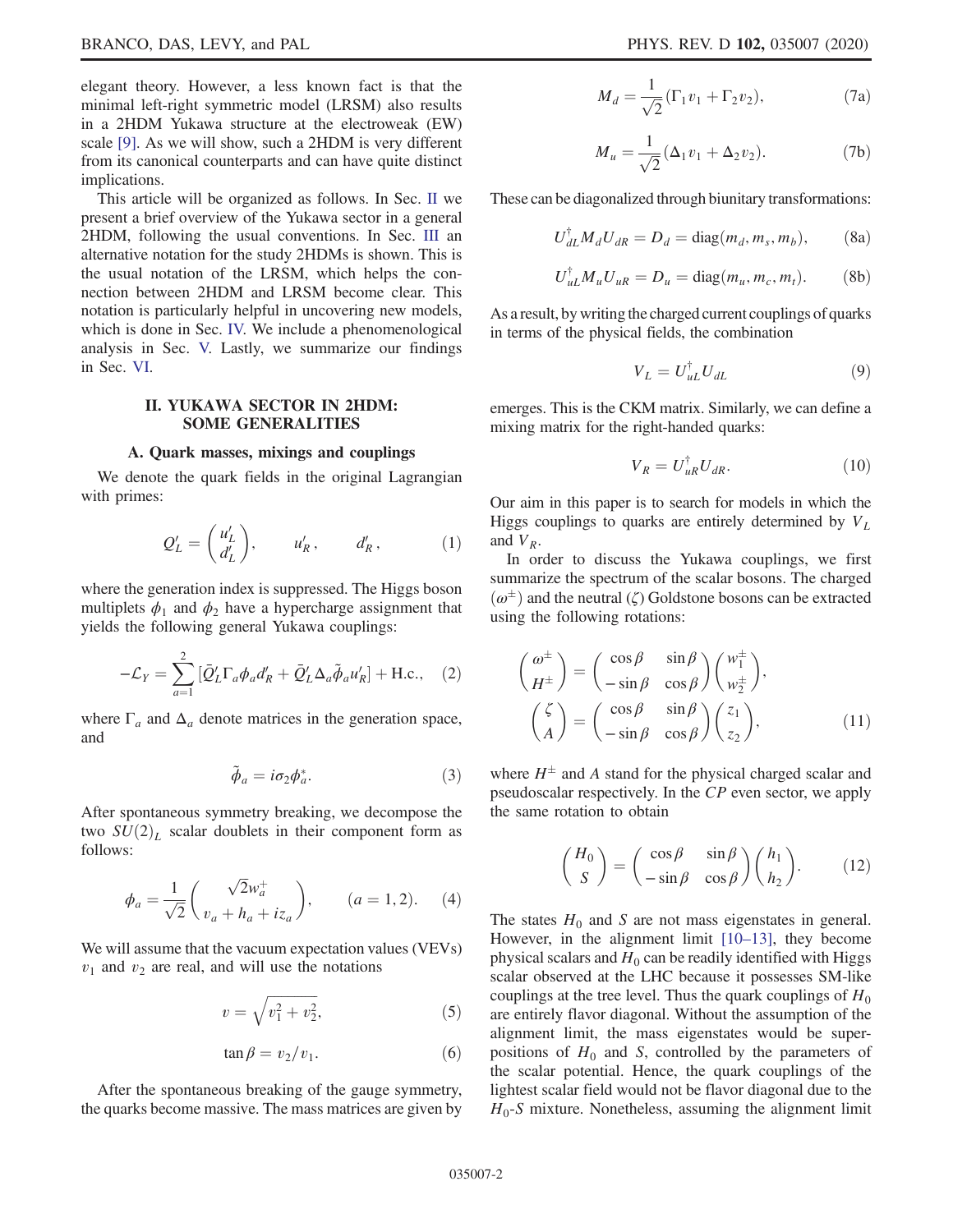elegant theory. However, a less known fact is that the minimal left-right symmetric model (LRSM) also results in a 2HDM Yukawa structure at the electroweak (EW) scale [9]. As we will show, such a 2HDM is very different from its canonical counterparts and can have quite distinct implications.

This article will be organized as follows. In Sec. II we present a brief overview of the Yukawa sector in a general 2HDM, following the usual conventions. In Sec. III an alternative notation for the study 2HDMs is shown. This is the usual notation of the LRSM, which helps the connection between 2HDM and LRSM become clear. This notation is particularly helpful in uncovering new models, which is done in Sec. IV. We include a phenomenological analysis in Sec. V. Lastly, we summarize our findings in Sec. VI.

## II. YUKAWA SECTOR IN 2HDM: SOME GENERALITIES

### A. Quark masses, mixings and couplings

We denote the quark fields in the original Lagrangian with primes:

$$Q'_L = \begin{pmatrix} u'_L \\ d'_L \end{pmatrix}, \qquad u'_R, \qquad d'_R, \tag{1}$$

where the generation index is suppressed. The Higgs boson multiplets $\phi_1$ and $\phi_2$ have a hypercharge assignment that yields the following general Yukawa couplings:

$$-\mathcal{L}_Y = \sum_{a=1}^{2} [\bar{Q}'_L \Gamma_a \phi_a d'_R + \bar{Q}'_L \Delta_a \tilde{\phi}_a u'_R] + \text{H.c.}, \tag{2}$$

where $\Gamma_a$ and $\Delta_a$ denote matrices in the generation space, and

$$\tilde{\phi}_a = i\sigma_2 \phi_a^*. \tag{3}$$

After spontaneous symmetry breaking, we decompose the two $SU(2)_L$ scalar doublets in their component form as follows:

$$\phi_a = \frac{1}{\sqrt{2}} \begin{pmatrix} \sqrt{2} w_a^+ \\ v_a + h_a + i z_a \end{pmatrix}, \qquad (a = 1, 2). \tag{4}$$

We will assume that the vacuum expectation values (VEVs) $v_1$ and $v_2$ are real, and will use the notations

$$v = \sqrt{v_1^2 + v_2^2}, \tag{5}$$

$$\tan\beta = v_2/v_1. \tag{6}$$

After the spontaneous breaking of the gauge symmetry, the quarks become massive. The mass matrices are given by

$$M_d = \frac{1}{\sqrt{2}}(\Gamma_1 v_1 + \Gamma_2 v_2), \tag{7a}$$

$$M_u = \frac{1}{\sqrt{2}}(\Delta_1 v_1 + \Delta_2 v_2). \tag{7b}$$

These can be diagonalized through biunitary transformations:

$$U_{dL}^\dagger M_d U_{dR} = D_d = \text{diag}(m_d, m_s, m_b), \tag{8a}$$

$$U_{uL}^\dagger M_u U_{uR} = D_u = \text{diag}(m_u, m_c, m_t). \tag{8b}$$

As a result, by writing the charged current couplings of quarks in terms of the physical fields, the combination

$$V_L = U_{uL}^\dagger U_{dL} \tag{9}$$

emerges. This is the CKM matrix. Similarly, we can define a mixing matrix for the right-handed quarks:

$$V_R = U_{uR}^\dagger U_{dR}. \tag{10}$$

Our aim in this paper is to search for models in which the Higgs couplings to quarks are entirely determined by $V_L$ and $V_R$.

In order to discuss the Yukawa couplings, we first summarize the spectrum of the scalar bosons. The charged ($\omega^\pm$) and the neutral ($\zeta$) Goldstone bosons can be extracted using the following rotations:

$$\begin{pmatrix} \omega^\pm \\ H^\pm \end{pmatrix} = \begin{pmatrix} \cos\beta & \sin\beta \\ -\sin\beta & \cos\beta \end{pmatrix} \begin{pmatrix} w_1^\pm \\ w_2^\pm \end{pmatrix},$$
$$\begin{pmatrix} \zeta \\ A \end{pmatrix} = \begin{pmatrix} \cos\beta & \sin\beta \\ -\sin\beta & \cos\beta \end{pmatrix} \begin{pmatrix} z_1 \\ z_2 \end{pmatrix}, \tag{11}$$

where $H^\pm$ and $A$ stand for the physical charged scalar and pseudoscalar respectively. In the $CP$ even sector, we apply the same rotation to obtain

$$\begin{pmatrix} H_0 \\ S \end{pmatrix} = \begin{pmatrix} \cos\beta & \sin\beta \\ -\sin\beta & \cos\beta \end{pmatrix} \begin{pmatrix} h_1 \\ h_2 \end{pmatrix}. \tag{12}$$

The states $H_0$ and $S$ are not mass eigenstates in general. However, in the alignment limit [10–13], they become physical scalars and $H_0$ can be readily identified with Higgs scalar observed at the LHC because it possesses SM-like couplings at the tree level. Thus the quark couplings of $H_0$ are entirely flavor diagonal. Without the assumption of the alignment limit, the mass eigenstates would be superpositions of $H_0$ and $S$, controlled by the parameters of the scalar potential. Hence, the quark couplings of the lightest scalar field would not be flavor diagonal due to the $H_0$-$S$ mixture. Nonetheless, assuming the alignment limit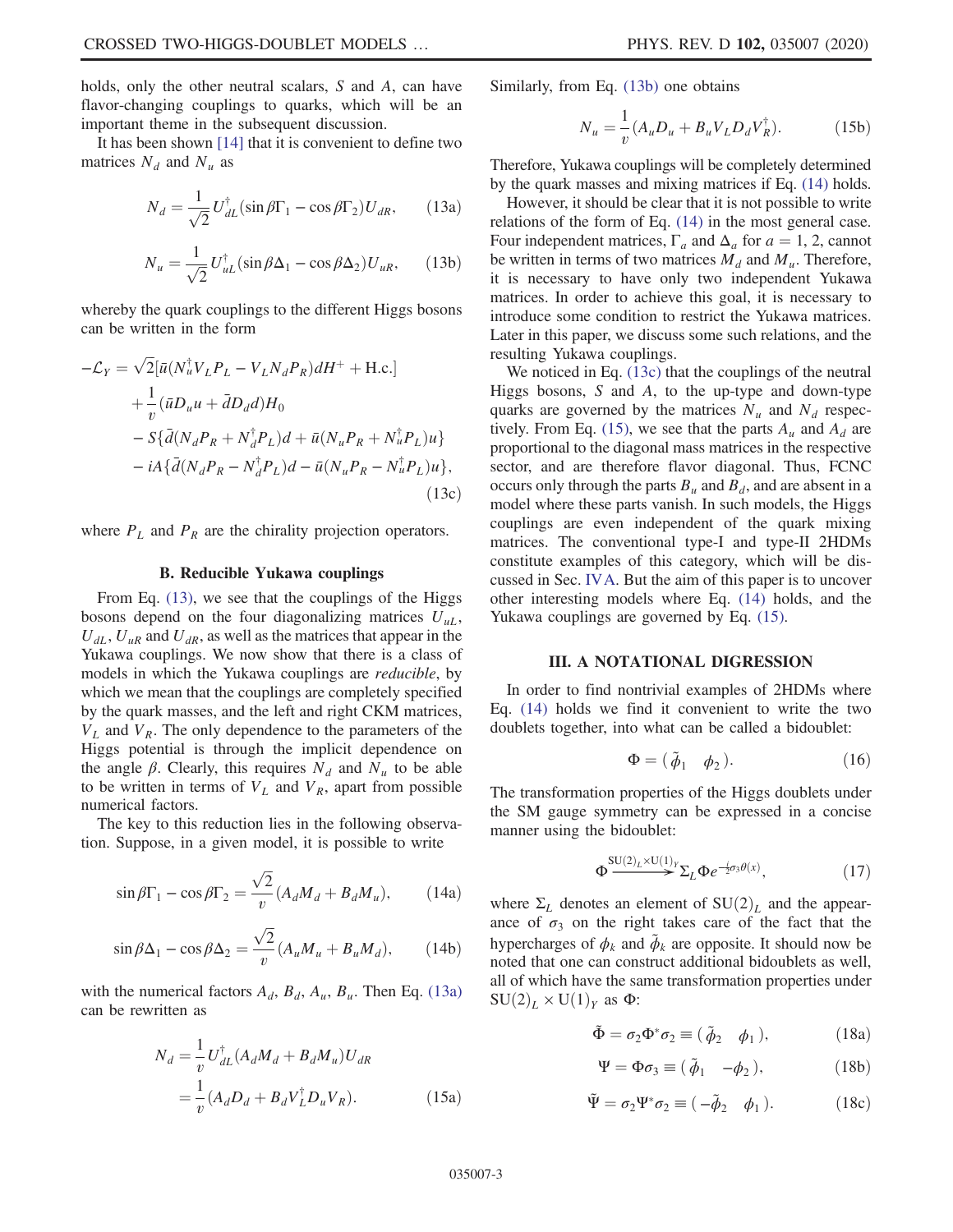holds, only the other neutral scalars, $S$ and $A$, can have flavor-changing couplings to quarks, which will be an important theme in the subsequent discussion.

It has been shown [14] that it is convenient to define two matrices $N_d$ and $N_u$ as

$$N_d = \frac{1}{\sqrt{2}} U_{dL}^\dagger (\sin\beta \Gamma_1 - \cos\beta \Gamma_2) U_{dR}, \qquad (13a)$$

$$N_u = \frac{1}{\sqrt{2}} U_{uL}^\dagger (\sin\beta \Delta_1 - \cos\beta \Delta_2) U_{uR}, \qquad (13b)$$

whereby the quark couplings to the different Higgs bosons can be written in the form

$$\begin{aligned}
-\mathcal{L}_Y = {} & \sqrt{2}[\bar{u}(N_u^\dagger V_L P_L - V_L N_d P_R) d H^+ + \text{H.c.}] \\
& + \frac{1}{v}(\bar{u} D_u u + \bar{d} D_d d) H_0 \\
& - S\{\bar{d}(N_d P_R + N_d^\dagger P_L) d + \bar{u}(N_u P_R + N_u^\dagger P_L) u\} \\
& - iA\{\bar{d}(N_d P_R - N_d^\dagger P_L) d - \bar{u}(N_u P_R - N_u^\dagger P_L) u\},
\end{aligned} \qquad (13c)$$

where $P_L$ and $P_R$ are the chirality projection operators.

### B. Reducible Yukawa couplings

From Eq. (13), we see that the couplings of the Higgs bosons depend on the four diagonalizing matrices $U_{uL}$, $U_{dL}$, $U_{uR}$ and $U_{dR}$, as well as the matrices that appear in the Yukawa couplings. We now show that there is a class of models in which the Yukawa couplings are *reducible*, by which we mean that the couplings are completely specified by the quark masses, and the left and right CKM matrices, $V_L$ and $V_R$. The only dependence to the parameters of the Higgs potential is through the implicit dependence on the angle $\beta$. Clearly, this requires $N_d$ and $N_u$ to be able to be written in terms of $V_L$ and $V_R$, apart from possible numerical factors.

The key to this reduction lies in the following observation. Suppose, in a given model, it is possible to write

$$\sin\beta \Gamma_1 - \cos\beta \Gamma_2 = \frac{\sqrt{2}}{v}(A_d M_d + B_d M_u), \qquad (14a)$$

$$\sin\beta \Delta_1 - \cos\beta \Delta_2 = \frac{\sqrt{2}}{v}(A_u M_u + B_u M_d), \qquad (14b)$$

with the numerical factors $A_d$, $B_d$, $A_u$, $B_u$. Then Eq. (13a) can be rewritten as

$$\begin{aligned}
N_d &= \frac{1}{v} U_{dL}^\dagger (A_d M_d + B_d M_u) U_{dR} \\
&= \frac{1}{v}(A_d D_d + B_d V_L^\dagger D_u V_R).
\end{aligned} \qquad (15a)$$

Similarly, from Eq. (13b) one obtains

$$N_u = \frac{1}{v}(A_u D_u + B_u V_L D_d V_R^\dagger). \qquad (15b)$$

Therefore, Yukawa couplings will be completely determined by the quark masses and mixing matrices if Eq. (14) holds.

However, it should be clear that it is not possible to write relations of the form of Eq. (14) in the most general case. Four independent matrices, $\Gamma_a$ and $\Delta_a$ for $a = 1, 2$, cannot be written in terms of two matrices $M_d$ and $M_u$. Therefore, it is necessary to have only two independent Yukawa matrices. In order to achieve this goal, it is necessary to introduce some condition to restrict the Yukawa matrices. Later in this paper, we discuss some such relations, and the resulting Yukawa couplings.

We noticed in Eq. (13c) that the couplings of the neutral Higgs bosons, $S$ and $A$, to the up-type and down-type quarks are governed by the matrices $N_u$ and $N_d$ respectively. From Eq. (15), we see that the parts $A_u$ and $A_d$ are proportional to the diagonal mass matrices in the respective sector, and are therefore flavor diagonal. Thus, FCNC occurs only through the parts $B_u$ and $B_d$, and are absent in a model where these parts vanish. In such models, the Higgs couplings are even independent of the quark mixing matrices. The conventional type-I and type-II 2HDMs constitute examples of this category, which will be discussed in Sec. IV A. But the aim of this paper is to uncover other interesting models where Eq. (14) holds, and the Yukawa couplings are governed by Eq. (15).

## III. A NOTATIONAL DIGRESSION

In order to find nontrivial examples of 2HDMs where Eq. (14) holds we find it convenient to write the two doublets together, into what can be called a bidoublet:

$$\Phi = (\tilde{\phi}_1 \quad \phi_2). \qquad (16)$$

The transformation properties of the Higgs doublets under the SM gauge symmetry can be expressed in a concise manner using the bidoublet:

$$\Phi \xrightarrow{\text{SU}(2)_L \times \text{U}(1)_Y} \Sigma_L \Phi e^{-\frac{i}{2}\sigma_3 \theta(x)}, \qquad (17)$$

where $\Sigma_L$ denotes an element of $\text{SU}(2)_L$ and the appearance of $\sigma_3$ on the right takes care of the fact that the hypercharges of $\phi_k$ and $\tilde{\phi}_k$ are opposite. It should now be noted that one can construct additional bidoublets as well, all of which have the same transformation properties under $\text{SU}(2)_L \times \text{U}(1)_Y$ as $\Phi$:

$$\tilde{\Phi} = \sigma_2 \Phi^* \sigma_2 \equiv (\tilde{\phi}_2 \quad \phi_1), \qquad (18a)$$

$$\Psi = \Phi \sigma_3 \equiv (\tilde{\phi}_1 \quad -\phi_2), \qquad (18b)$$

$$\tilde{\Psi} = \sigma_2 \Psi^* \sigma_2 \equiv (-\tilde{\phi}_2 \quad \phi_1). \qquad (18c)$$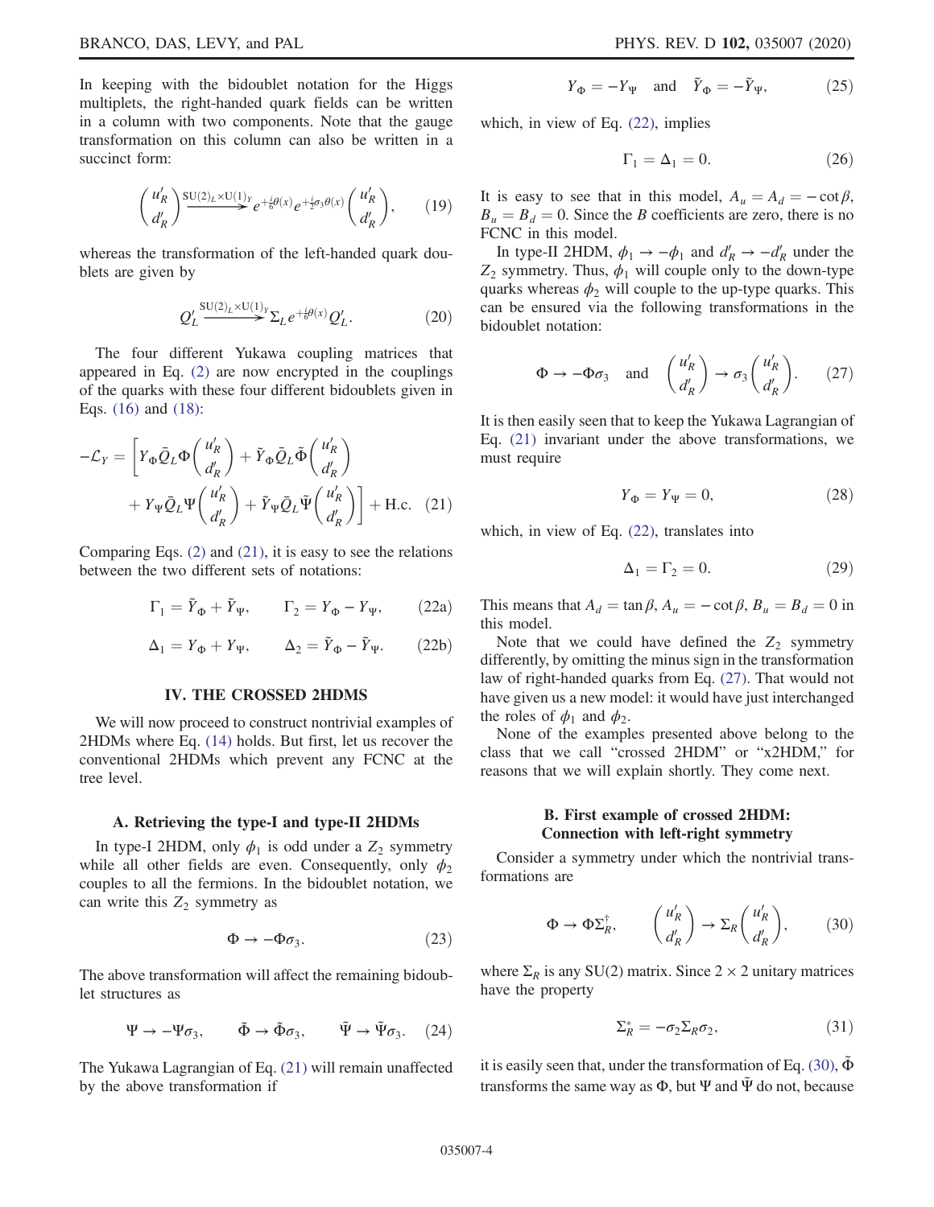In keeping with the bidoublet notation for the Higgs multiplets, the right-handed quark fields can be written in a column with two components. Note that the gauge transformation on this column can also be written in a succinct form:

$$\begin{pmatrix} u'_R \\ d'_R \end{pmatrix} \xrightarrow{\mathrm{SU}(2)_L\times \mathrm{U}(1)_Y} e^{+\frac{i}{6}\theta(x)} e^{+\frac{i}{2}\sigma_3\theta(x)} \begin{pmatrix} u'_R \\ d'_R \end{pmatrix}, \tag{19}$$

whereas the transformation of the left-handed quark doublets are given by

$$Q'_L \xrightarrow{\mathrm{SU}(2)_L\times \mathrm{U}(1)_Y} \Sigma_L e^{+\frac{i}{6}\theta(x)} Q'_L. \tag{20}$$

The four different Yukawa coupling matrices that appeared in Eq. (2) are now encrypted in the couplings of the quarks with these four different bidoublets given in Eqs. (16) and (18):

$$-\mathcal{L}_Y = \left[ Y_\Phi \bar{Q}_L \Phi \begin{pmatrix} u'_R \\ d'_R \end{pmatrix} + \tilde{Y}_\Phi \bar{Q}_L \tilde{\Phi} \begin{pmatrix} u'_R \\ d'_R \end{pmatrix} + Y_\Psi \bar{Q}_L \Psi \begin{pmatrix} u'_R \\ d'_R \end{pmatrix} + \tilde{Y}_\Psi \bar{Q}_L \tilde{\Psi} \begin{pmatrix} u'_R \\ d'_R \end{pmatrix} \right] + \mathrm{H.c.} \tag{21}$$

Comparing Eqs. (2) and (21), it is easy to see the relations between the two different sets of notations:

$$\Gamma_1 = \tilde{Y}_\Phi + \tilde{Y}_\Psi, \qquad \Gamma_2 = Y_\Phi - Y_\Psi, \tag{22a}$$

$$\Delta_1 = Y_\Phi + Y_\Psi, \qquad \Delta_2 = \tilde{Y}_\Phi - \tilde{Y}_\Psi. \tag{22b}$$

## IV. THE CROSSED 2HDMS

We will now proceed to construct nontrivial examples of 2HDMs where Eq. (14) holds. But first, let us recover the conventional 2HDMs which prevent any FCNC at the tree level.

### A. Retrieving the type-I and type-II 2HDMs

In type-I 2HDM, only $\phi_1$ is odd under a $Z_2$ symmetry while all other fields are even. Consequently, only $\phi_2$ couples to all the fermions. In the bidoublet notation, we can write this $Z_2$ symmetry as

$$\Phi \to -\Phi\sigma_3. \tag{23}$$

The above transformation will affect the remaining bidoublet structures as

$$\Psi \to -\Psi\sigma_3, \qquad \tilde{\Phi} \to \tilde{\Phi}\sigma_3, \qquad \tilde{\Psi} \to \tilde{\Psi}\sigma_3. \tag{24}$$

The Yukawa Lagrangian of Eq. (21) will remain unaffected by the above transformation if

$$Y_\Phi = -Y_\Psi \quad \text{and} \quad \tilde{Y}_\Phi = -\tilde{Y}_\Psi, \tag{25}$$

which, in view of Eq. (22), implies

$$\Gamma_1 = \Delta_1 = 0. \tag{26}$$

It is easy to see that in this model, $A_u = A_d = -\cot\beta$, $B_u = B_d = 0$. Since the $B$ coefficients are zero, there is no FCNC in this model.

In type-II 2HDM, $\phi_1 \to -\phi_1$ and $d'_R \to -d'_R$ under the $Z_2$ symmetry. Thus, $\phi_1$ will couple only to the down-type quarks whereas $\phi_2$ will couple to the up-type quarks. This can be ensured via the following transformations in the bidoublet notation:

$$\Phi \to -\Phi\sigma_3 \quad \text{and} \quad \begin{pmatrix} u'_R \\ d'_R \end{pmatrix} \to \sigma_3 \begin{pmatrix} u'_R \\ d'_R \end{pmatrix}. \tag{27}$$

It is then easily seen that to keep the Yukawa Lagrangian of Eq. (21) invariant under the above transformations, we must require

$$Y_\Phi = Y_\Psi = 0, \tag{28}$$

which, in view of Eq. (22), translates into

$$\Delta_1 = \Gamma_2 = 0. \tag{29}$$

This means that $A_d = \tan\beta$, $A_u = -\cot\beta$, $B_u = B_d = 0$ in this model.

Note that we could have defined the $Z_2$ symmetry differently, by omitting the minus sign in the transformation law of right-handed quarks from Eq. (27). That would not have given us a new model: it would have just interchanged the roles of $\phi_1$ and $\phi_2$.

None of the examples presented above belong to the class that we call "crossed 2HDM" or "x2HDM," for reasons that we will explain shortly. They come next.

### B. First example of crossed 2HDM: Connection with left-right symmetry

Consider a symmetry under which the nontrivial transformations are

$$\Phi \to \Phi\Sigma_R^\dagger, \qquad \begin{pmatrix} u'_R \\ d'_R \end{pmatrix} \to \Sigma_R \begin{pmatrix} u'_R \\ d'_R \end{pmatrix}, \tag{30}$$

where $\Sigma_R$ is any SU(2) matrix. Since $2\times 2$ unitary matrices have the property

$$\Sigma_R^* = -\sigma_2 \Sigma_R \sigma_2, \tag{31}$$

it is easily seen that, under the transformation of Eq. (30), $\tilde{\Phi}$ transforms the same way as $\Phi$, but $\Psi$ and $\tilde{\Psi}$ do not, because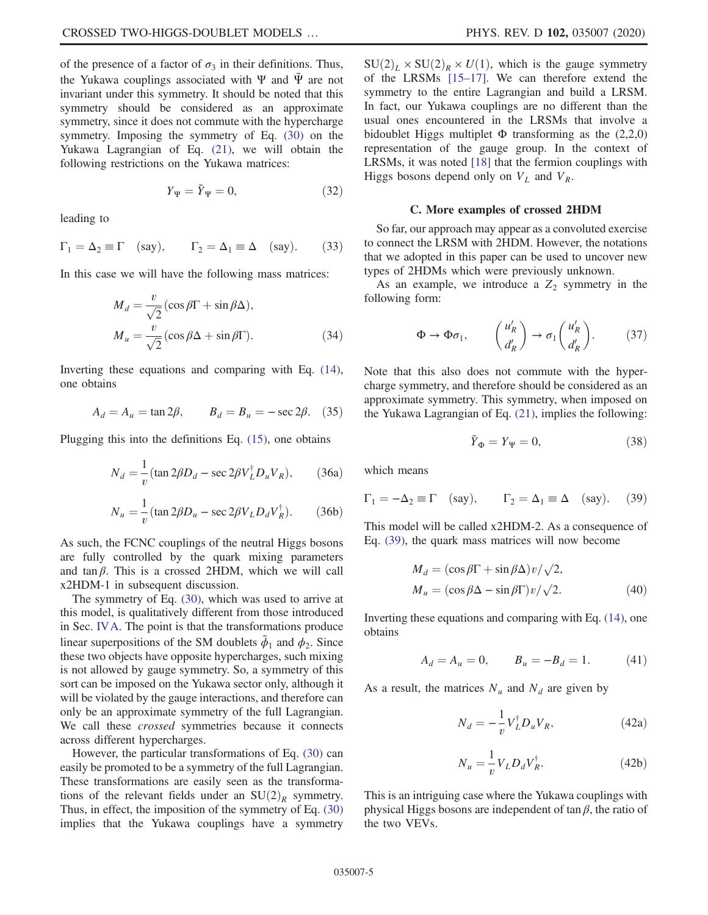of the presence of a factor of $\sigma_3$ in their definitions. Thus, the Yukawa couplings associated with $\Psi$ and $\tilde{\Psi}$ are not invariant under this symmetry. It should be noted that this symmetry should be considered as an approximate symmetry, since it does not commute with the hypercharge symmetry. Imposing the symmetry of Eq. (30) on the Yukawa Lagrangian of Eq. (21), we will obtain the following restrictions on the Yukawa matrices:

$$Y_\Psi = \tilde{Y}_\Psi = 0, \tag{32}$$

leading to

$$\Gamma_1 = \Delta_2 \equiv \Gamma \quad \text{(say)}, \qquad \Gamma_2 = \Delta_1 \equiv \Delta \quad \text{(say)}. \tag{33}$$

In this case we will have the following mass matrices:

$$\begin{aligned} M_d &= \frac{v}{\sqrt{2}}(\cos\beta\Gamma + \sin\beta\Delta), \\ M_u &= \frac{v}{\sqrt{2}}(\cos\beta\Delta + \sin\beta\Gamma). \end{aligned} \tag{34}$$

Inverting these equations and comparing with Eq. (14), one obtains

$$A_d = A_u = \tan 2\beta, \qquad B_d = B_u = -\sec 2\beta. \tag{35}$$

Plugging this into the definitions Eq. (15), one obtains

$$N_d = \frac{1}{v}(\tan 2\beta D_d - \sec 2\beta V_L^\dagger D_u V_R), \tag{36a}$$

$$N_u = \frac{1}{v}(\tan 2\beta D_u - \sec 2\beta V_L D_d V_R^\dagger). \tag{36b}$$

As such, the FCNC couplings of the neutral Higgs bosons are fully controlled by the quark mixing parameters and $\tan\beta$. This is a crossed 2HDM, which we will call x2HDM-1 in subsequent discussion.

The symmetry of Eq. (30), which was used to arrive at this model, is qualitatively different from those introduced in Sec. IV A. The point is that the transformations produce linear superpositions of the SM doublets $\tilde{\phi}_1$ and $\phi_2$. Since these two objects have opposite hypercharges, such mixing is not allowed by gauge symmetry. So, a symmetry of this sort can be imposed on the Yukawa sector only, although it will be violated by the gauge interactions, and therefore can only be an approximate symmetry of the full Lagrangian. We call these *crossed* symmetries because it connects across different hypercharges.

However, the particular transformations of Eq. (30) can easily be promoted to be a symmetry of the full Lagrangian. These transformations are easily seen as the transformations of the relevant fields under an $\mathrm{SU}(2)_R$ symmetry. Thus, in effect, the imposition of the symmetry of Eq. (30) implies that the Yukawa couplings have a symmetry $\mathrm{SU}(2)_L \times \mathrm{SU}(2)_R \times U(1)$, which is the gauge symmetry of the LRSMs [15–17]. We can therefore extend the symmetry to the entire Lagrangian and build a LRSM. In fact, our Yukawa couplings are no different than the usual ones encountered in the LRSMs that involve a bidoublet Higgs multiplet $\Phi$ transforming as the (2,2,0) representation of the gauge group. In the context of LRSMs, it was noted [18] that the fermion couplings with Higgs bosons depend only on $V_L$ and $V_R$.

### C. More examples of crossed 2HDM

So far, our approach may appear as a convoluted exercise to connect the LRSM with 2HDM. However, the notations that we adopted in this paper can be used to uncover new types of 2HDMs which were previously unknown.

As an example, we introduce a $Z_2$ symmetry in the following form:

$$\Phi \to \Phi\sigma_1, \qquad \begin{pmatrix} u_R' \\ d_R' \end{pmatrix} \to \sigma_1 \begin{pmatrix} u_R' \\ d_R' \end{pmatrix}. \tag{37}$$

Note that this also does not commute with the hypercharge symmetry, and therefore should be considered as an approximate symmetry. This symmetry, when imposed on the Yukawa Lagrangian of Eq. (21), implies the following:

$$\tilde{Y}_\Phi = Y_\Psi = 0, \tag{38}$$

which means

$$\Gamma_1 = -\Delta_2 \equiv \Gamma \quad \text{(say)}, \qquad \Gamma_2 = \Delta_1 \equiv \Delta \quad \text{(say)}. \tag{39}$$

This model will be called x2HDM-2. As a consequence of Eq. (39), the quark mass matrices will now become

$$\begin{aligned} M_d &= (\cos\beta\Gamma + \sin\beta\Delta)v/\sqrt{2}, \\ M_u &= (\cos\beta\Delta - \sin\beta\Gamma)v/\sqrt{2}. \end{aligned} \tag{40}$$

Inverting these equations and comparing with Eq. (14), one obtains

$$A_d = A_u = 0, \qquad B_u = -B_d = 1. \tag{41}$$

As a result, the matrices $N_u$ and $N_d$ are given by

$$N_d = -\frac{1}{v}V_L^\dagger D_u V_R, \tag{42a}$$

$$N_u = \frac{1}{v}V_L D_d V_R^\dagger. \tag{42b}$$

This is an intriguing case where the Yukawa couplings with physical Higgs bosons are independent of $\tan\beta$, the ratio of the two VEVs.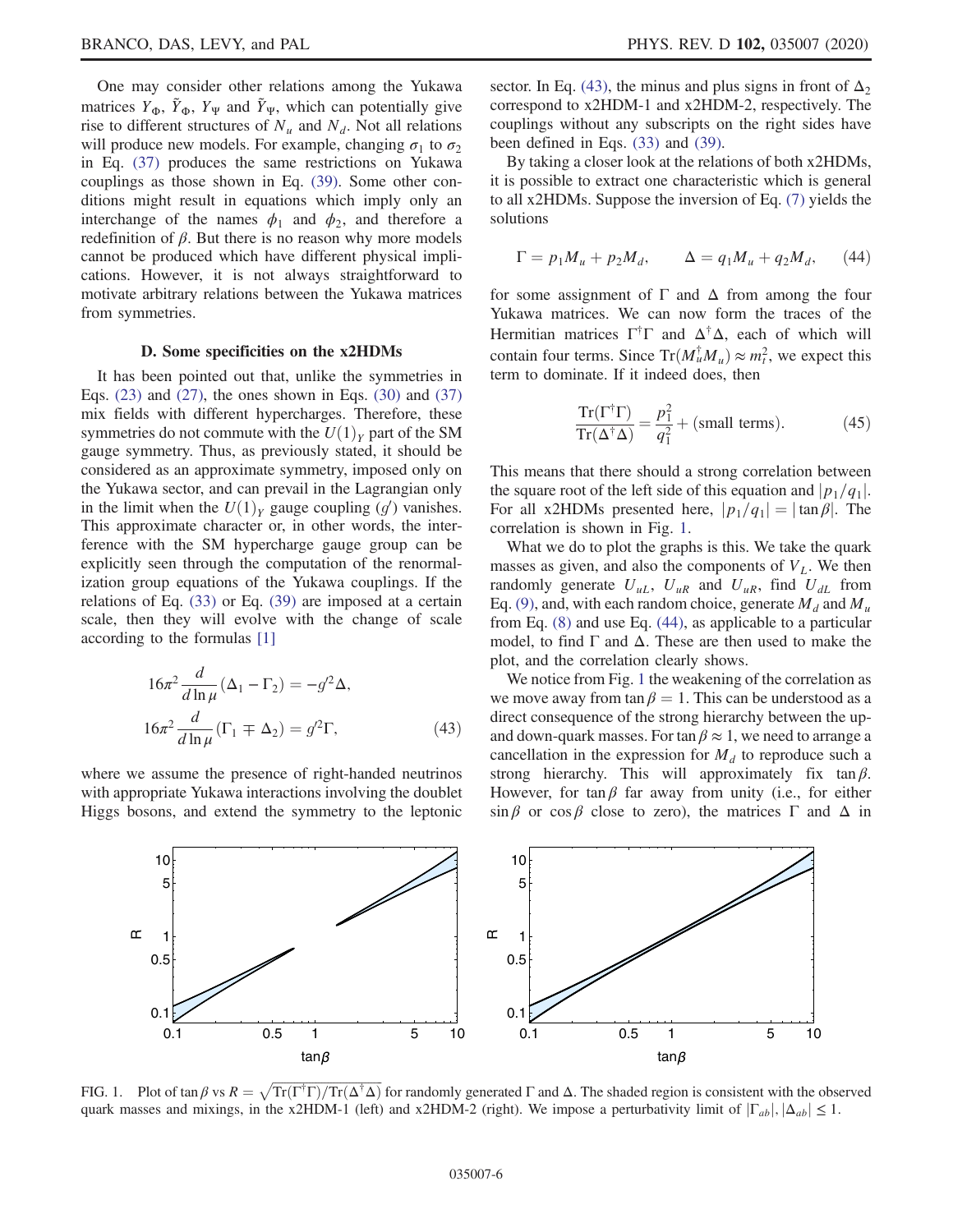One may consider other relations among the Yukawa matrices $Y_\Phi$, $\tilde{Y}_\Phi$, $Y_\Psi$ and $\tilde{Y}_\Psi$, which can potentially give rise to different structures of $N_u$ and $N_d$. Not all relations will produce new models. For example, changing $\sigma_1$ to $\sigma_2$ in Eq. (37) produces the same restrictions on Yukawa couplings as those shown in Eq. (39). Some other conditions might result in equations which imply only an interchange of the names $\phi_1$ and $\phi_2$, and therefore a redefinition of $\beta$. But there is no reason why more models cannot be produced which have different physical implications. However, it is not always straightforward to motivate arbitrary relations between the Yukawa matrices from symmetries.

### D. Some specificities on the x2HDMs

It has been pointed out that, unlike the symmetries in Eqs. (23) and (27), the ones shown in Eqs. (30) and (37) mix fields with different hypercharges. Therefore, these symmetries do not commute with the $U(1)_Y$ part of the SM gauge symmetry. Thus, as previously stated, it should be considered as an approximate symmetry, imposed only on the Yukawa sector, and can prevail in the Lagrangian only in the limit when the $U(1)_Y$ gauge coupling ($g'$) vanishes. This approximate character or, in other words, the interference with the SM hypercharge gauge group can be explicitly seen through the computation of the renormalization group equations of the Yukawa couplings. If the relations of Eq. (33) or Eq. (39) are imposed at a certain scale, then they will evolve with the change of scale according to the formulas [1]

$$16\pi^2 \frac{d}{d\ln\mu}(\Delta_1 - \Gamma_2) = -g'^2 \Delta,$$
$$16\pi^2 \frac{d}{d\ln\mu}(\Gamma_1 \mp \Delta_2) = g'^2 \Gamma, \tag{43}$$

where we assume the presence of right-handed neutrinos with appropriate Yukawa interactions involving the doublet Higgs bosons, and extend the symmetry to the leptonic sector. In Eq. (43), the minus and plus signs in front of $\Delta_2$ correspond to x2HDM-1 and x2HDM-2, respectively. The couplings without any subscripts on the right sides have been defined in Eqs. (33) and (39).

By taking a closer look at the relations of both x2HDMs, it is possible to extract one characteristic which is general to all x2HDMs. Suppose the inversion of Eq. (7) yields the solutions

$$\Gamma = p_1 M_u + p_2 M_d, \qquad \Delta = q_1 M_u + q_2 M_d, \tag{44}$$

for some assignment of $\Gamma$ and $\Delta$ from among the four Yukawa matrices. We can now form the traces of the Hermitian matrices $\Gamma^\dagger\Gamma$ and $\Delta^\dagger\Delta$, each of which will contain four terms. Since $\mathrm{Tr}(M_u^\dagger M_u) \approx m_t^2$, we expect this term to dominate. If it indeed does, then

$$\frac{\mathrm{Tr}(\Gamma^\dagger\Gamma)}{\mathrm{Tr}(\Delta^\dagger\Delta)} = \frac{p_1^2}{q_1^2} + (\text{small terms}). \tag{45}$$

This means that there should a strong correlation between the square root of the left side of this equation and $|p_1/q_1|$. For all x2HDMs presented here, $|p_1/q_1| = |\tan\beta|$. The correlation is shown in Fig. 1.

What we do to plot the graphs is this. We take the quark masses as given, and also the components of $V_L$. We then randomly generate $U_{uL}$, $U_{uR}$ and $U_{uR}$, find $U_{dL}$ from Eq. (9), and, with each random choice, generate $M_d$ and $M_u$ from Eq. (8) and use Eq. (44), as applicable to a particular model, to find $\Gamma$ and $\Delta$. These are then used to make the plot, and the correlation clearly shows.

We notice from Fig. 1 the weakening of the correlation as we move away from $\tan\beta = 1$. This can be understood as a direct consequence of the strong hierarchy between the up- and down-quark masses. For $\tan\beta \approx 1$, we need to arrange a cancellation in the expression for $M_d$ to reproduce such a strong hierarchy. This will approximately fix $\tan\beta$. However, for $\tan\beta$ far away from unity (i.e., for either $\sin\beta$ or $\cos\beta$ close to zero), the matrices $\Gamma$ and $\Delta$ in

FIG. 1. Plot of $\tan\beta$ vs $R = \sqrt{\mathrm{Tr}(\Gamma^\dagger\Gamma)/\mathrm{Tr}(\Delta^\dagger\Delta)}$ for randomly generated $\Gamma$ and $\Delta$. The shaded region is consistent with the observed quark masses and mixings, in the x2HDM-1 (left) and x2HDM-2 (right). We impose a perturbativity limit of $|\Gamma_{ab}|, |\Delta_{ab}| \leq 1$.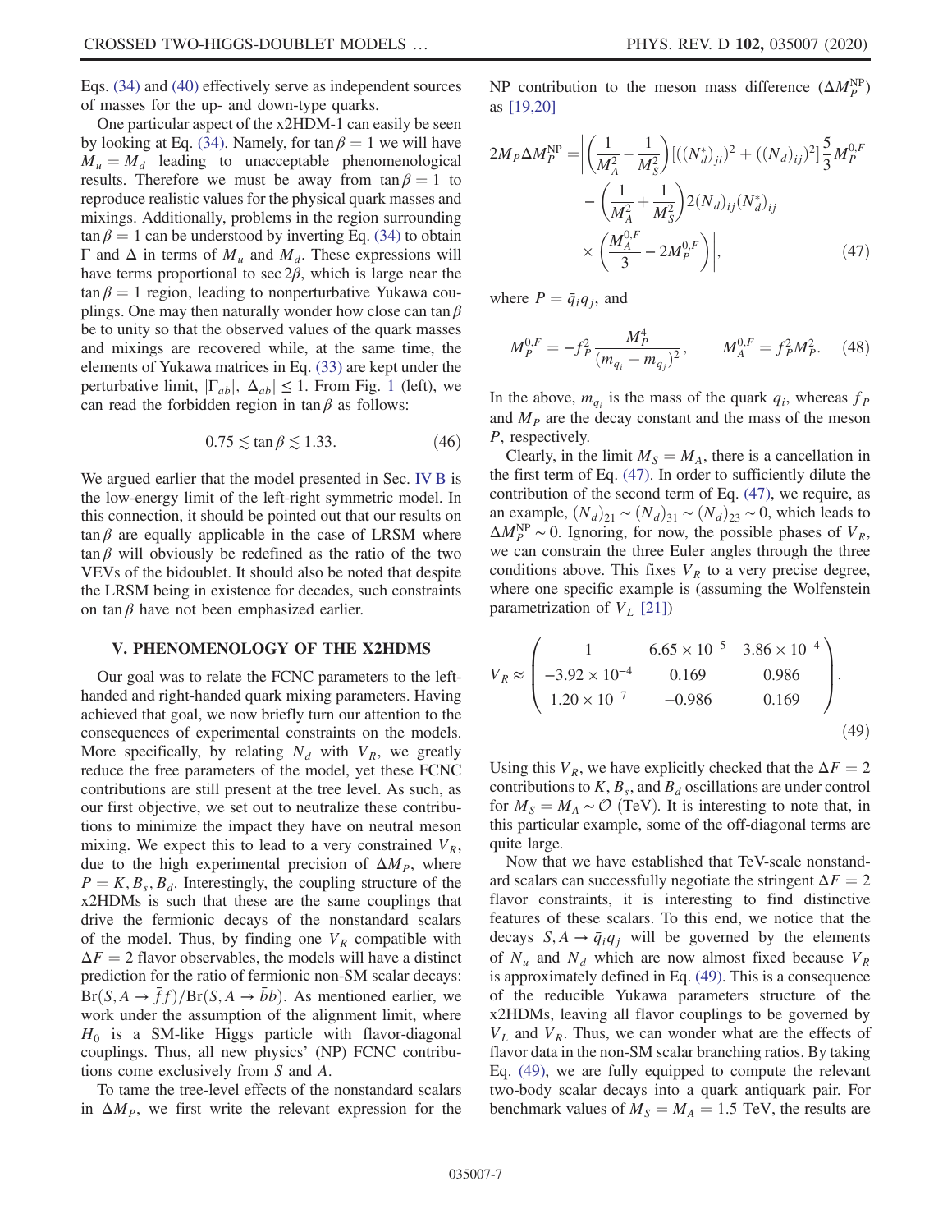Eqs. (34) and (40) effectively serve as independent sources of masses for the up- and down-type quarks.

One particular aspect of the x2HDM-1 can easily be seen by looking at Eq. (34). Namely, for $\tan\beta = 1$ we will have $M_u = M_d$ leading to unacceptable phenomenological results. Therefore we must be away from $\tan\beta = 1$ to reproduce realistic values for the physical quark masses and mixings. Additionally, problems in the region surrounding $\tan\beta = 1$ can be understood by inverting Eq. (34) to obtain $\Gamma$ and $\Delta$ in terms of $M_u$ and $M_d$. These expressions will have terms proportional to $\sec 2\beta$, which is large near the $\tan\beta = 1$ region, leading to nonperturbative Yukawa couplings. One may then naturally wonder how close can $\tan\beta$ be to unity so that the observed values of the quark masses and mixings are recovered while, at the same time, the elements of Yukawa matrices in Eq. (33) are kept under the perturbative limit, $|\Gamma_{ab}|, |\Delta_{ab}| \leq 1$. From Fig. 1 (left), we can read the forbidden region in $\tan\beta$ as follows:

$$0.75 \lesssim \tan\beta \lesssim 1.33. \tag{46}$$

We argued earlier that the model presented in Sec. IV B is the low-energy limit of the left-right symmetric model. In this connection, it should be pointed out that our results on $\tan\beta$ are equally applicable in the case of LRSM where $\tan\beta$ will obviously be redefined as the ratio of the two VEVs of the bidoublet. It should also be noted that despite the LRSM being in existence for decades, such constraints on $\tan\beta$ have not been emphasized earlier.

## V. PHENOMENOLOGY OF THE X2HDMS

Our goal was to relate the FCNC parameters to the left-handed and right-handed quark mixing parameters. Having achieved that goal, we now briefly turn our attention to the consequences of experimental constraints on the models. More specifically, by relating $N_d$ with $V_R$, we greatly reduce the free parameters of the model, yet these FCNC contributions are still present at the tree level. As such, as our first objective, we set out to neutralize these contributions to minimize the impact they have on neutral meson mixing. We expect this to lead to a very constrained $V_R$, due to the high experimental precision of $\Delta M_P$, where $P = K, B_s, B_d$. Interestingly, the coupling structure of the x2HDMs is such that these are the same couplings that drive the fermionic decays of the nonstandard scalars of the model. Thus, by finding one $V_R$ compatible with $\Delta F = 2$ flavor observables, the models will have a distinct prediction for the ratio of fermionic non-SM scalar decays: $\text{Br}(S, A \to \bar{f}f)/\text{Br}(S, A \to \bar{b}b)$. As mentioned earlier, we work under the assumption of the alignment limit, where $H_0$ is a SM-like Higgs particle with flavor-diagonal couplings. Thus, all new physics' (NP) FCNC contributions come exclusively from $S$ and $A$.

To tame the tree-level effects of the nonstandard scalars in $\Delta M_P$, we first write the relevant expression for the NP contribution to the meson mass difference ($\Delta M_P^{\text{NP}}$) as [19,20]

$$\begin{aligned} 2M_P \Delta M_P^{\text{NP}} = \Bigg| &\left(\frac{1}{M_A^2} - \frac{1}{M_S^2}\right)[((N_d^*)_{ji})^2 + ((N_d)_{ij})^2]\frac{5}{3}M_P^{0,F} \\ &- \left(\frac{1}{M_A^2} + \frac{1}{M_S^2}\right)2(N_d)_{ij}(N_d^*)_{ij} \\ &\times \left(\frac{M_A^{0,F}}{3} - 2M_P^{0,F}\right)\Bigg|, \end{aligned} \tag{47}$$

where $P = \bar{q}_i q_j$, and

$$M_P^{0,F} = -f_P^2 \frac{M_P^4}{(m_{q_i} + m_{q_j})^2}, \qquad M_A^{0,F} = f_P^2 M_P^2. \tag{48}$$

In the above, $m_{q_i}$ is the mass of the quark $q_i$, whereas $f_P$ and $M_P$ are the decay constant and the mass of the meson $P$, respectively.

Clearly, in the limit $M_S = M_A$, there is a cancellation in the first term of Eq. (47). In order to sufficiently dilute the contribution of the second term of Eq. (47), we require, as an example, $(N_d)_{21} \sim (N_d)_{31} \sim (N_d)_{23} \sim 0$, which leads to $\Delta M_P^{\text{NP}} \sim 0$. Ignoring, for now, the possible phases of $V_R$, we can constrain the three Euler angles through the three conditions above. This fixes $V_R$ to a very precise degree, where one specific example is (assuming the Wolfenstein parametrization of $V_L$ [21])

$$V_R \approx \begin{pmatrix} 1 & 6.65 \times 10^{-5} & 3.86 \times 10^{-4} \\ -3.92 \times 10^{-4} & 0.169 & 0.986 \\ 1.20 \times 10^{-7} & -0.986 & 0.169 \end{pmatrix}. \tag{49}$$

Using this $V_R$, we have explicitly checked that the $\Delta F = 2$ contributions to $K$, $B_s$, and $B_d$ oscillations are under control for $M_S = M_A \sim \mathcal{O}$ (TeV). It is interesting to note that, in this particular example, some of the off-diagonal terms are quite large.

Now that we have established that TeV-scale nonstandard scalars can successfully negotiate the stringent $\Delta F = 2$ flavor constraints, it is interesting to find distinctive features of these scalars. To this end, we notice that the decays $S, A \to \bar{q}_i q_j$ will be governed by the elements of $N_u$ and $N_d$ which are now almost fixed because $V_R$ is approximately defined in Eq. (49). This is a consequence of the reducible Yukawa parameters structure of the x2HDMs, leaving all flavor couplings to be governed by $V_L$ and $V_R$. Thus, we can wonder what are the effects of flavor data in the non-SM scalar branching ratios. By taking Eq. (49), we are fully equipped to compute the relevant two-body scalar decays into a quark antiquark pair. For benchmark values of $M_S = M_A = 1.5$ TeV, the results are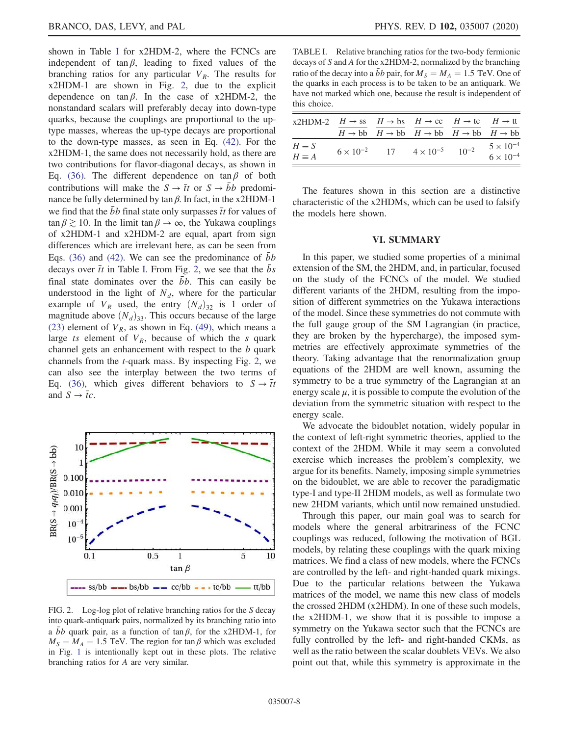shown in Table I for x2HDM-2, where the FCNCs are independent of $\tan\beta$, leading to fixed values of the branching ratios for any particular $V_R$. The results for x2HDM-1 are shown in Fig. 2, due to the explicit dependence on $\tan\beta$. In the case of x2HDM-2, the nonstandard scalars will preferably decay into down-type quarks, because the couplings are proportional to the up-type masses, whereas the up-type decays are proportional to the down-type masses, as seen in Eq. (42). For the x2HDM-1, the same does not necessarily hold, as there are two contributions for flavor-diagonal decays, as shown in Eq. (36). The different dependence on $\tan\beta$ of both contributions will make the $S \to \bar{t}t$ or $S \to \bar{b}b$ predominance be fully determined by $\tan\beta$. In fact, in the x2HDM-1 we find that the $\bar{b}b$ final state only surpasses $\bar{t}t$ for values of $\tan\beta \gtrsim 10$. In the limit $\tan\beta \to \infty$, the Yukawa couplings of x2HDM-1 and x2HDM-2 are equal, apart from sign differences which are irrelevant here, as can be seen from Eqs. (36) and (42). We can see the predominance of $\bar{b}b$ decays over $\bar{t}t$ in Table I. From Fig. 2, we see that the $\bar{b}s$ final state dominates over the $\bar{b}b$. This can easily be understood in the light of $N_d$, where for the particular example of $V_R$ used, the entry $(N_d)_{32}$ is 1 order of magnitude above $(N_d)_{33}$. This occurs because of the large (23) element of $V_R$, as shown in Eq. (49), which means a large $ts$ element of $V_R$, because of which the $s$ quark channel gets an enhancement with respect to the $b$ quark channels from the $t$-quark mass. By inspecting Fig. 2, we can also see the interplay between the two terms of Eq. (36), which gives different behaviors to $S \to \bar{t}t$ and $S \to \bar{t}c$.

FIG. 2. Log-log plot of relative branching ratios for the $S$ decay into quark-antiquark pairs, normalized by its branching ratio into a $\bar{b}b$ quark pair, as a function of $\tan\beta$, for the x2HDM-1, for $M_S = M_A = 1.5$ TeV. The region for $\tan\beta$ which was excluded in Fig. 1 is intentionally kept out in these plots. The relative branching ratios for $A$ are very similar.

TABLE I. Relative branching ratios for the two-body fermionic decays of $S$ and $A$ for the x2HDM-2, normalized by the branching ratio of the decay into a $\bar{b}b$ pair, for $M_S = M_A = 1.5$ TeV. One of the quarks in each process is to be taken to be an antiquark. We have not marked which one, because the result is independent of this choice.

| x2HDM-2 | $\frac{H \to ss}{H \to bb}$ | $\frac{H \to bs}{H \to bb}$ | $\frac{H \to cc}{H \to bb}$ | $\frac{H \to tc}{H \to bb}$ | $\frac{H \to tt}{H \to bb}$ |
|---|---|---|---|---|---|
| $H \equiv S$ | $6 \times 10^{-2}$ | 17 | $4 \times 10^{-5}$ | $10^{-2}$ | $5 \times 10^{-4}$ |
| $H \equiv A$ | | | | | $6 \times 10^{-4}$ |

The features shown in this section are a distinctive characteristic of the x2HDMs, which can be used to falsify the models here shown.

## VI. SUMMARY

In this paper, we studied some properties of a minimal extension of the SM, the 2HDM, and, in particular, focused on the study of the FCNCs of the model. We studied different variants of the 2HDM, resulting from the imposition of different symmetries on the Yukawa interactions of the model. Since these symmetries do not commute with the full gauge group of the SM Lagrangian (in practice, they are broken by the hypercharge), the imposed symmetries are effectively approximate symmetries of the theory. Taking advantage that the renormalization group equations of the 2HDM are well known, assuming the symmetry to be a true symmetry of the Lagrangian at an energy scale $\mu$, it is possible to compute the evolution of the deviation from the symmetric situation with respect to the energy scale.

We advocate the bidoublet notation, widely popular in the context of left-right symmetric theories, applied to the context of the 2HDM. While it may seem a convoluted exercise which increases the problem's complexity, we argue for its benefits. Namely, imposing simple symmetries on the bidoublet, we are able to recover the paradigmatic type-I and type-II 2HDM models, as well as formulate two new 2HDM variants, which until now remained unstudied.

Through this paper, our main goal was to search for models where the general arbitrariness of the FCNC couplings was reduced, following the motivation of BGL models, by relating these couplings with the quark mixing matrices. We find a class of new models, where the FCNCs are controlled by the left- and right-handed quark mixings. Due to the particular relations between the Yukawa matrices of the model, we name this new class of models the crossed 2HDM (x2HDM). In one of these such models, the x2HDM-1, we show that it is possible to impose a symmetry on the Yukawa sector such that the FCNCs are fully controlled by the left- and right-handed CKMs, as well as the ratio between the scalar doublets VEVs. We also point out that, while this symmetry is approximate in the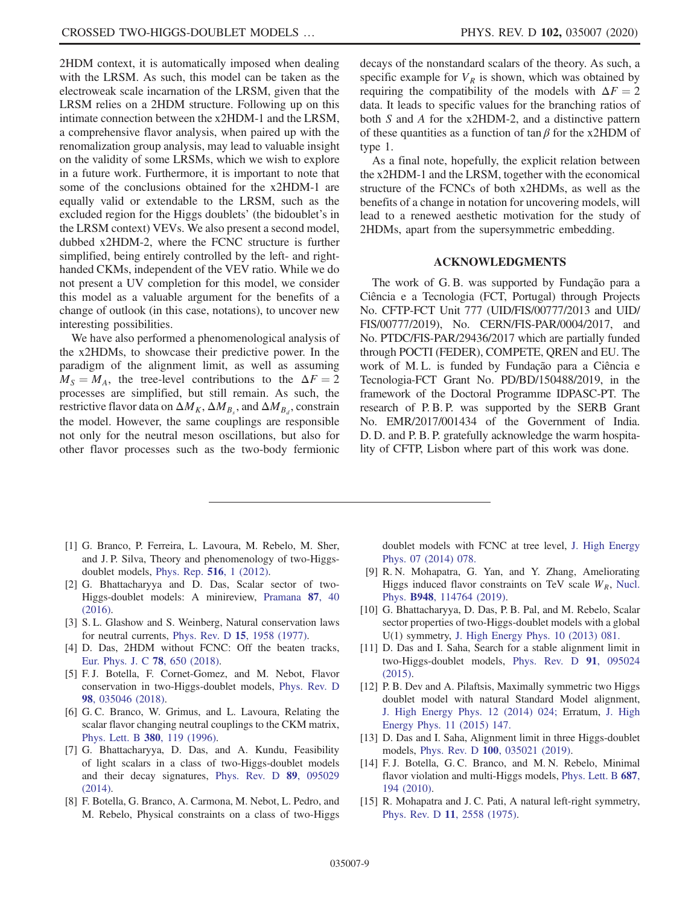2HDM context, it is automatically imposed when dealing with the LRSM. As such, this model can be taken as the electroweak scale incarnation of the LRSM, given that the LRSM relies on a 2HDM structure. Following up on this intimate connection between the x2HDM-1 and the LRSM, a comprehensive flavor analysis, when paired up with the renomalization group analysis, may lead to valuable insight on the validity of some LRSMs, which we wish to explore in a future work. Furthermore, it is important to note that some of the conclusions obtained for the x2HDM-1 are equally valid or extendable to the LRSM, such as the excluded region for the Higgs doublets' (the bidoublet's in the LRSM context) VEVs. We also present a second model, dubbed x2HDM-2, where the FCNC structure is further simplified, being entirely controlled by the left- and right-handed CKMs, independent of the VEV ratio. While we do not present a UV completion for this model, we consider this model as a valuable argument for the benefits of a change of outlook (in this case, notations), to uncover new interesting possibilities.

We have also performed a phenomenological analysis of the x2HDMs, to showcase their predictive power. In the paradigm of the alignment limit, as well as assuming $M_S = M_A$, the tree-level contributions to the $\Delta F = 2$ processes are simplified, but still remain. As such, the restrictive flavor data on $\Delta M_K$, $\Delta M_{B_s}$, and $\Delta M_{B_d}$, constrain the model. However, the same couplings are responsible not only for the neutral meson oscillations, but also for other flavor processes such as the two-body fermionic decays of the nonstandard scalars of the theory. As such, a specific example for $V_R$ is shown, which was obtained by requiring the compatibility of the models with $\Delta F = 2$ data. It leads to specific values for the branching ratios of both $S$ and $A$ for the x2HDM-2, and a distinctive pattern of these quantities as a function of $\tan\beta$ for the x2HDM of type 1.

As a final note, hopefully, the explicit relation between the x2HDM-1 and the LRSM, together with the economical structure of the FCNCs of both x2HDMs, as well as the benefits of a change in notation for uncovering models, will lead to a renewed aesthetic motivation for the study of 2HDMs, apart from the supersymmetric embedding.

## ACKNOWLEDGMENTS

The work of G. B. was supported by Fundação para a Ciência e a Tecnologia (FCT, Portugal) through Projects No. CFTP-FCT Unit 777 (UID/FIS/00777/2013 and UID/FIS/00777/2019), No. CERN/FIS-PAR/0004/2017, and No. PTDC/FIS-PAR/29436/2017 which are partially funded through POCTI (FEDER), COMPETE, QREN and EU. The work of M. L. is funded by Fundação para a Ciência e Tecnologia-FCT Grant No. PD/BD/150488/2019, in the framework of the Doctoral Programme IDPASC-PT. The research of P. B. P. was supported by the SERB Grant No. EMR/2017/001434 of the Government of India. D. D. and P. B. P. gratefully acknowledge the warm hospitality of CFTP, Lisbon where part of this work was done.

---

[1] G. Branco, P. Ferreira, L. Lavoura, M. Rebelo, M. Sher, and J. P. Silva, Theory and phenomenology of two-Higgs-doublet models, Phys. Rep. **516**, 1 (2012).

[2] G. Bhattacharyya and D. Das, Scalar sector of two-Higgs-doublet models: A minireview, Pramana **87**, 40 (2016).

[3] S. L. Glashow and S. Weinberg, Natural conservation laws for neutral currents, Phys. Rev. D **15**, 1958 (1977).

[4] D. Das, 2HDM without FCNC: Off the beaten tracks, Eur. Phys. J. C **78**, 650 (2018).

[5] F. J. Botella, F. Cornet-Gomez, and M. Nebot, Flavor conservation in two-Higgs-doublet models, Phys. Rev. D **98**, 035046 (2018).

[6] G. C. Branco, W. Grimus, and L. Lavoura, Relating the scalar flavor changing neutral couplings to the CKM matrix, Phys. Lett. B **380**, 119 (1996).

[7] G. Bhattacharyya, D. Das, and A. Kundu, Feasibility of light scalars in a class of two-Higgs-doublet models and their decay signatures, Phys. Rev. D **89**, 095029 (2014).

[8] F. Botella, G. Branco, A. Carmona, M. Nebot, L. Pedro, and M. Rebelo, Physical constraints on a class of two-Higgs doublet models with FCNC at tree level, J. High Energy Phys. 07 (2014) 078.

[9] R. N. Mohapatra, G. Yan, and Y. Zhang, Ameliorating Higgs induced flavor constraints on TeV scale $W_R$, Nucl. Phys. **B948**, 114764 (2019).

[10] G. Bhattacharyya, D. Das, P. B. Pal, and M. Rebelo, Scalar sector properties of two-Higgs-doublet models with a global U(1) symmetry, J. High Energy Phys. 10 (2013) 081.

[11] D. Das and I. Saha, Search for a stable alignment limit in two-Higgs-doublet models, Phys. Rev. D **91**, 095024 (2015).

[12] P. B. Dev and A. Pilaftsis, Maximally symmetric two Higgs doublet model with natural Standard Model alignment, J. High Energy Phys. 12 (2014) 024; Erratum, J. High Energy Phys. 11 (2015) 147.

[13] D. Das and I. Saha, Alignment limit in three Higgs-doublet models, Phys. Rev. D **100**, 035021 (2019).

[14] F. J. Botella, G. C. Branco, and M. N. Rebelo, Minimal flavor violation and multi-Higgs models, Phys. Lett. B **687**, 194 (2010).

[15] R. Mohapatra and J. C. Pati, A natural left-right symmetry, Phys. Rev. D **11**, 2558 (1975).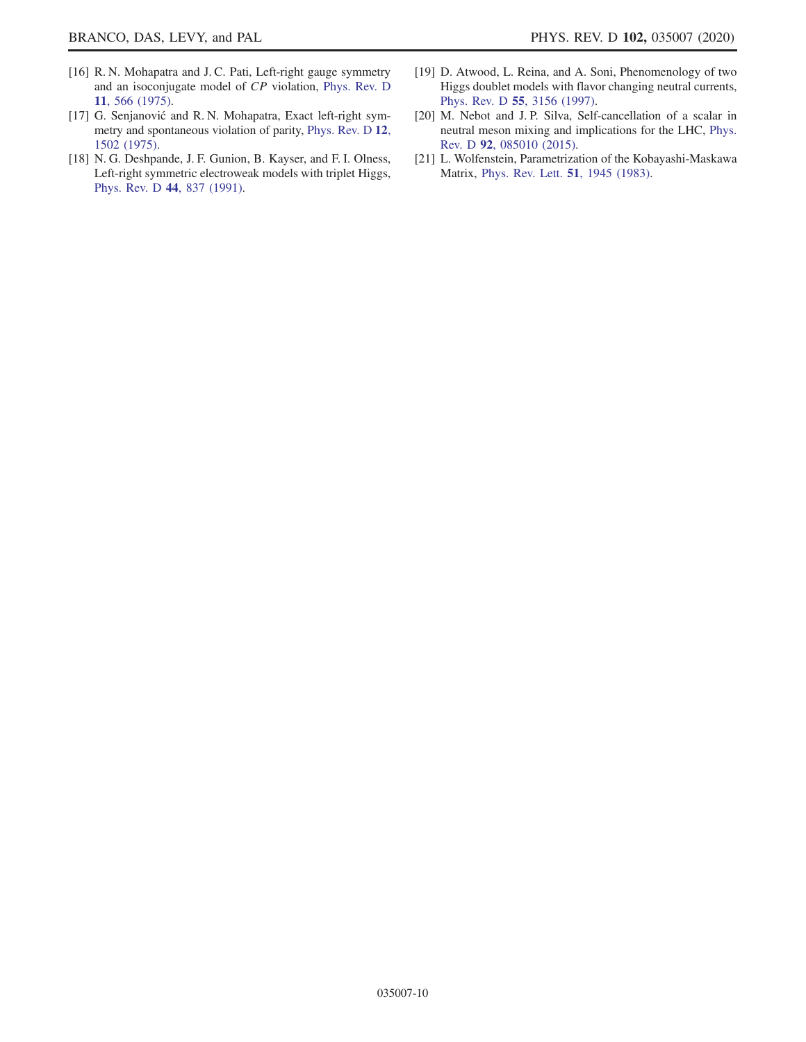[16] R. N. Mohapatra and J. C. Pati, Left-right gauge symmetry and an isoconjugate model of *CP* violation, Phys. Rev. D **11**, 566 (1975).

[17] G. Senjanović and R. N. Mohapatra, Exact left-right symmetry and spontaneous violation of parity, Phys. Rev. D **12**, 1502 (1975).

[18] N. G. Deshpande, J. F. Gunion, B. Kayser, and F. I. Olness, Left-right symmetric electroweak models with triplet Higgs, Phys. Rev. D **44**, 837 (1991).

[19] D. Atwood, L. Reina, and A. Soni, Phenomenology of two Higgs doublet models with flavor changing neutral currents, Phys. Rev. D **55**, 3156 (1997).

[20] M. Nebot and J. P. Silva, Self-cancellation of a scalar in neutral meson mixing and implications for the LHC, Phys. Rev. D **92**, 085010 (2015).

[21] L. Wolfenstein, Parametrization of the Kobayashi-Maskawa Matrix, Phys. Rev. Lett. **51**, 1945 (1983).